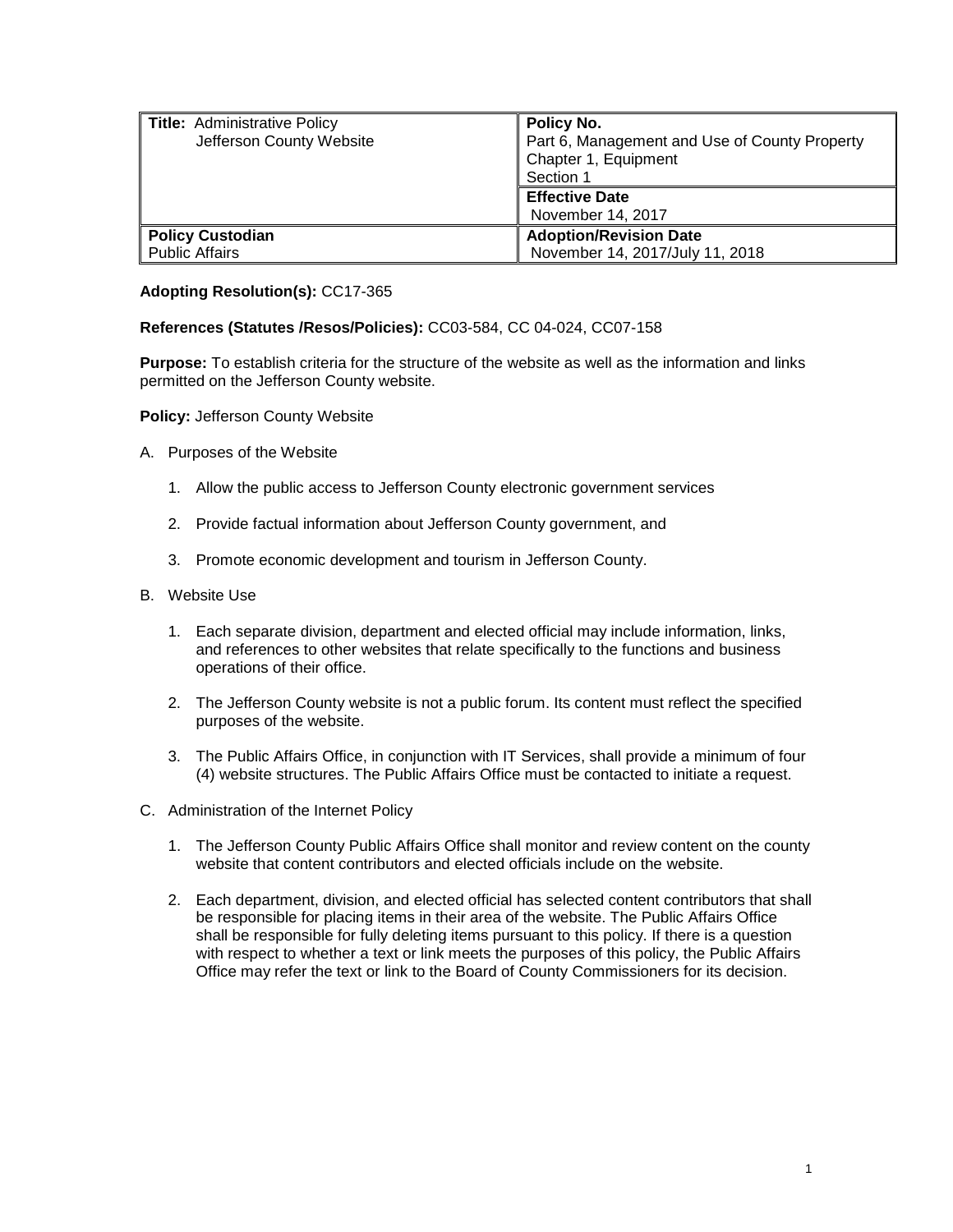| **Title:** Administrative Policy<br>Jefferson County Website | **Policy No.**<br>Part 6, Management and Use of County Property<br>Chapter 1, Equipment<br>Section 1 |
|---|---|
| | **Effective Date**<br>November 14, 2017 |
| **Policy Custodian**<br>Public Affairs | **Adoption/Revision Date**<br>November 14, 2017/July 11, 2018 |

**Adopting Resolution(s):** CC17-365

**References (Statutes /Resos/Policies):** CC03-584, CC 04-024, CC07-158

**Purpose:** To establish criteria for the structure of the website as well as the information and links permitted on the Jefferson County website.

**Policy:** Jefferson County Website

A. Purposes of the Website

   1. Allow the public access to Jefferson County electronic government services

   2. Provide factual information about Jefferson County government, and

   3. Promote economic development and tourism in Jefferson County.

B. Website Use

   1. Each separate division, department and elected official may include information, links, and references to other websites that relate specifically to the functions and business operations of their office.

   2. The Jefferson County website is not a public forum. Its content must reflect the specified purposes of the website.

   3. The Public Affairs Office, in conjunction with IT Services, shall provide a minimum of four (4) website structures. The Public Affairs Office must be contacted to initiate a request.

C. Administration of the Internet Policy

   1. The Jefferson County Public Affairs Office shall monitor and review content on the county website that content contributors and elected officials include on the website.

   2. Each department, division, and elected official has selected content contributors that shall be responsible for placing items in their area of the website. The Public Affairs Office shall be responsible for fully deleting items pursuant to this policy. If there is a question with respect to whether a text or link meets the purposes of this policy, the Public Affairs Office may refer the text or link to the Board of County Commissioners for its decision.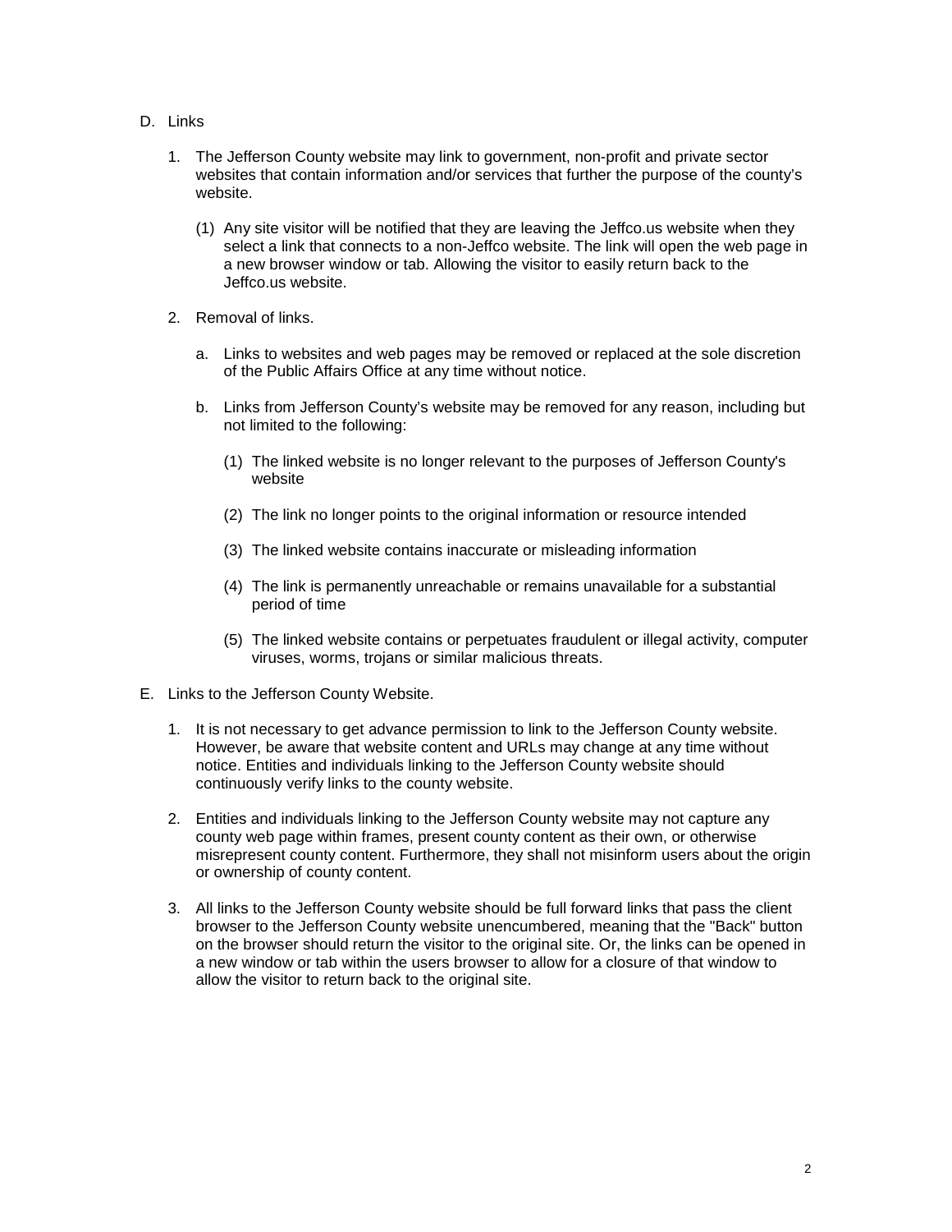D. Links

1. The Jefferson County website may link to government, non-profit and private sector websites that contain information and/or services that further the purpose of the county's website.

   (1) Any site visitor will be notified that they are leaving the Jeffco.us website when they select a link that connects to a non-Jeffco website. The link will open the web page in a new browser window or tab. Allowing the visitor to easily return back to the Jeffco.us website.

2. Removal of links.

   a. Links to websites and web pages may be removed or replaced at the sole discretion of the Public Affairs Office at any time without notice.

   b. Links from Jefferson County's website may be removed for any reason, including but not limited to the following:

      (1) The linked website is no longer relevant to the purposes of Jefferson County's website

      (2) The link no longer points to the original information or resource intended

      (3) The linked website contains inaccurate or misleading information

      (4) The link is permanently unreachable or remains unavailable for a substantial period of time

      (5) The linked website contains or perpetuates fraudulent or illegal activity, computer viruses, worms, trojans or similar malicious threats.

E. Links to the Jefferson County Website.

1. It is not necessary to get advance permission to link to the Jefferson County website. However, be aware that website content and URLs may change at any time without notice. Entities and individuals linking to the Jefferson County website should continuously verify links to the county website.

2. Entities and individuals linking to the Jefferson County website may not capture any county web page within frames, present county content as their own, or otherwise misrepresent county content. Furthermore, they shall not misinform users about the origin or ownership of county content.

3. All links to the Jefferson County website should be full forward links that pass the client browser to the Jefferson County website unencumbered, meaning that the "Back" button on the browser should return the visitor to the original site. Or, the links can be opened in a new window or tab within the users browser to allow for a closure of that window to allow the visitor to return back to the original site.